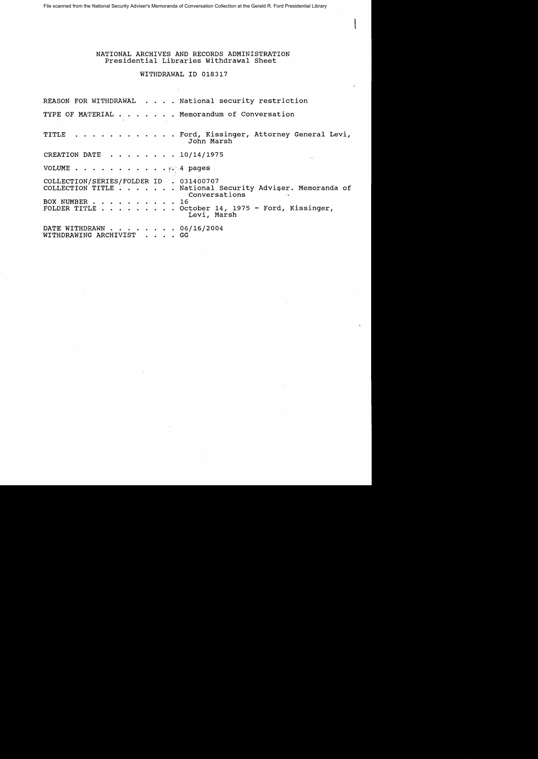File scanned from the National Security Adviser's Memoranda of Conversation Collection at the Gerald R. Ford Presidential Library

# NATIONAL ARCHIVES AND RECORDS ADMINISTRATION
## Presidential Libraries Withdrawal Sheet

### WITHDRAWAL ID 018317

REASON FOR WITHDRAWAL . . . . National security restriction

TYPE OF MATERIAL . . . . . . . Memorandum of Conversation

TITLE . . . . . . . . . . . . Ford, Kissinger, Attorney General Levi, John Marsh

CREATION DATE . . . . . . . . 10/14/1975

VOLUME . . . . . . . . . . . . 4 pages

COLLECTION/SERIES/FOLDER ID . 031400707
COLLECTION TITLE . . . . . . . National Security Adviser. Memoranda of Conversations
BOX NUMBER . . . . . . . . . . 16
FOLDER TITLE . . . . . . . . . October 14, 1975 - Ford, Kissinger, Levi, Marsh

DATE WITHDRAWN . . . . . . . . 06/16/2004
WITHDRAWING ARCHIVIST . . . . GG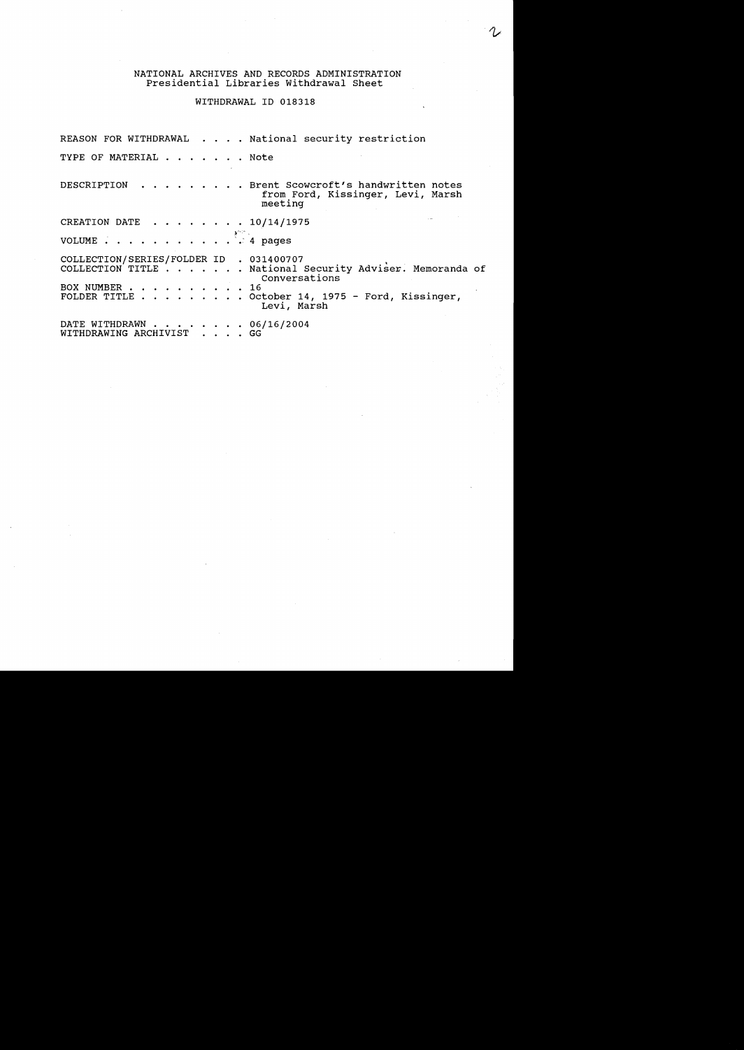NATIONAL ARCHIVES AND RECORDS ADMINISTRATION
Presidential Libraries Withdrawal Sheet

WITHDRAWAL ID 018318

REASON FOR WITHDRAWAL . . . . National security restriction

TYPE OF MATERIAL . . . . . . . Note

DESCRIPTION . . . . . . . . . Brent Scowcroft's handwritten notes from Ford, Kissinger, Levi, Marsh meeting

CREATION DATE . . . . . . . . 10/14/1975

VOLUME . . . . . . . . . . . 4 pages

COLLECTION/SERIES/FOLDER ID . 031400707
COLLECTION TITLE . . . . . . . National Security Adviser. Memoranda of Conversations
BOX NUMBER . . . . . . . . . 16
FOLDER TITLE . . . . . . . . . October 14, 1975 - Ford, Kissinger, Levi, Marsh

DATE WITHDRAWN . . . . . . . . 06/16/2004
WITHDRAWING ARCHIVIST . . . . GG